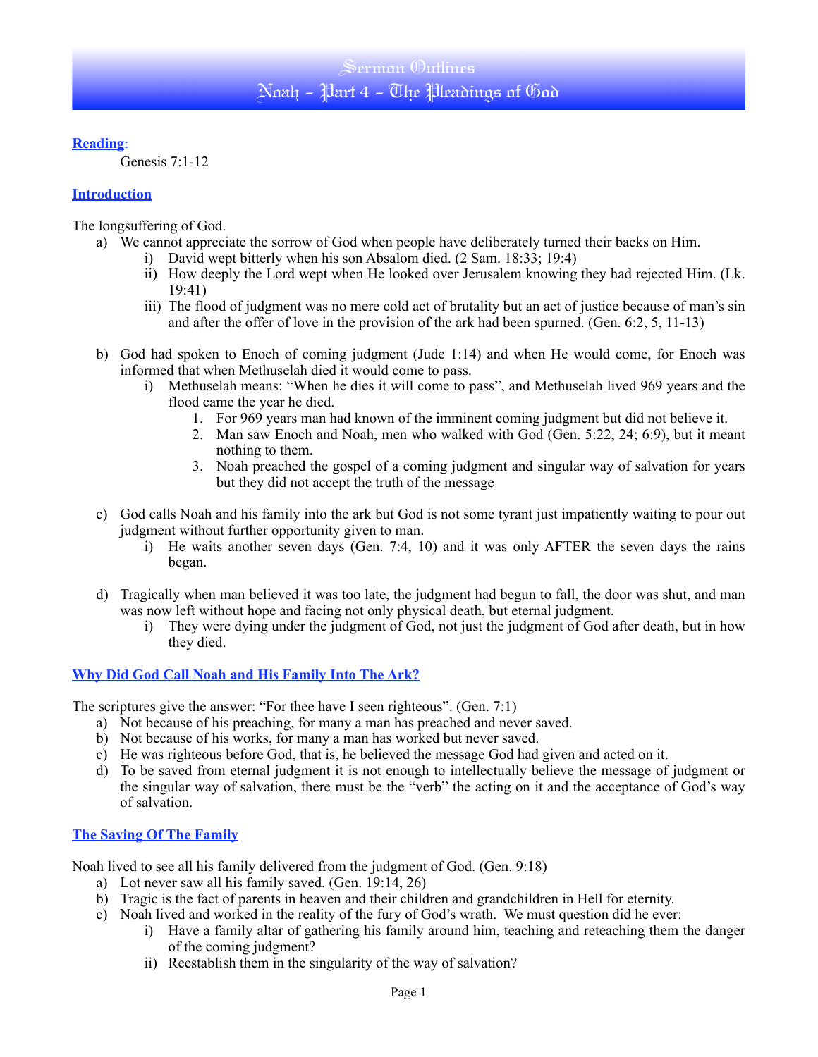# Sermon Outlines
# Noah - Part 4 - The Pleadings of God

## Reading:

Genesis 7:1-12

## Introduction

The longsuffering of God.

a) We cannot appreciate the sorrow of God when people have deliberately turned their backs on Him.
   i) David wept bitterly when his son Absalom died. (2 Sam. 18:33; 19:4)
   ii) How deeply the Lord wept when He looked over Jerusalem knowing they had rejected Him. (Lk. 19:41)
   iii) The flood of judgment was no mere cold act of brutality but an act of justice because of man's sin and after the offer of love in the provision of the ark had been spurned. (Gen. 6:2, 5, 11-13)

b) God had spoken to Enoch of coming judgment (Jude 1:14) and when He would come, for Enoch was informed that when Methuselah died it would come to pass.
   i) Methuselah means: "When he dies it will come to pass", and Methuselah lived 969 years and the flood came the year he died.
      1. For 969 years man had known of the imminent coming judgment but did not believe it.
      2. Man saw Enoch and Noah, men who walked with God (Gen. 5:22, 24; 6:9), but it meant nothing to them.
      3. Noah preached the gospel of a coming judgment and singular way of salvation for years but they did not accept the truth of the message

c) God calls Noah and his family into the ark but God is not some tyrant just impatiently waiting to pour out judgment without further opportunity given to man.
   i) He waits another seven days (Gen. 7:4, 10) and it was only AFTER the seven days the rains began.

d) Tragically when man believed it was too late, the judgment had begun to fall, the door was shut, and man was now left without hope and facing not only physical death, but eternal judgment.
   i) They were dying under the judgment of God, not just the judgment of God after death, but in how they died.

## Why Did God Call Noah and His Family Into The Ark?

The scriptures give the answer: "For thee have I seen righteous". (Gen. 7:1)

a) Not because of his preaching, for many a man has preached and never saved.
b) Not because of his works, for many a man has worked but never saved.
c) He was righteous before God, that is, he believed the message God had given and acted on it.
d) To be saved from eternal judgment it is not enough to intellectually believe the message of judgment or the singular way of salvation, there must be the "verb" the acting on it and the acceptance of God's way of salvation.

## The Saving Of The Family

Noah lived to see all his family delivered from the judgment of God. (Gen. 9:18)

a) Lot never saw all his family saved. (Gen. 19:14, 26)
b) Tragic is the fact of parents in heaven and their children and grandchildren in Hell for eternity.
c) Noah lived and worked in the reality of the fury of God's wrath. We must question did he ever:
   i) Have a family altar of gathering his family around him, teaching and reteaching them the danger of the coming judgment?
   ii) Reestablish them in the singularity of the way of salvation?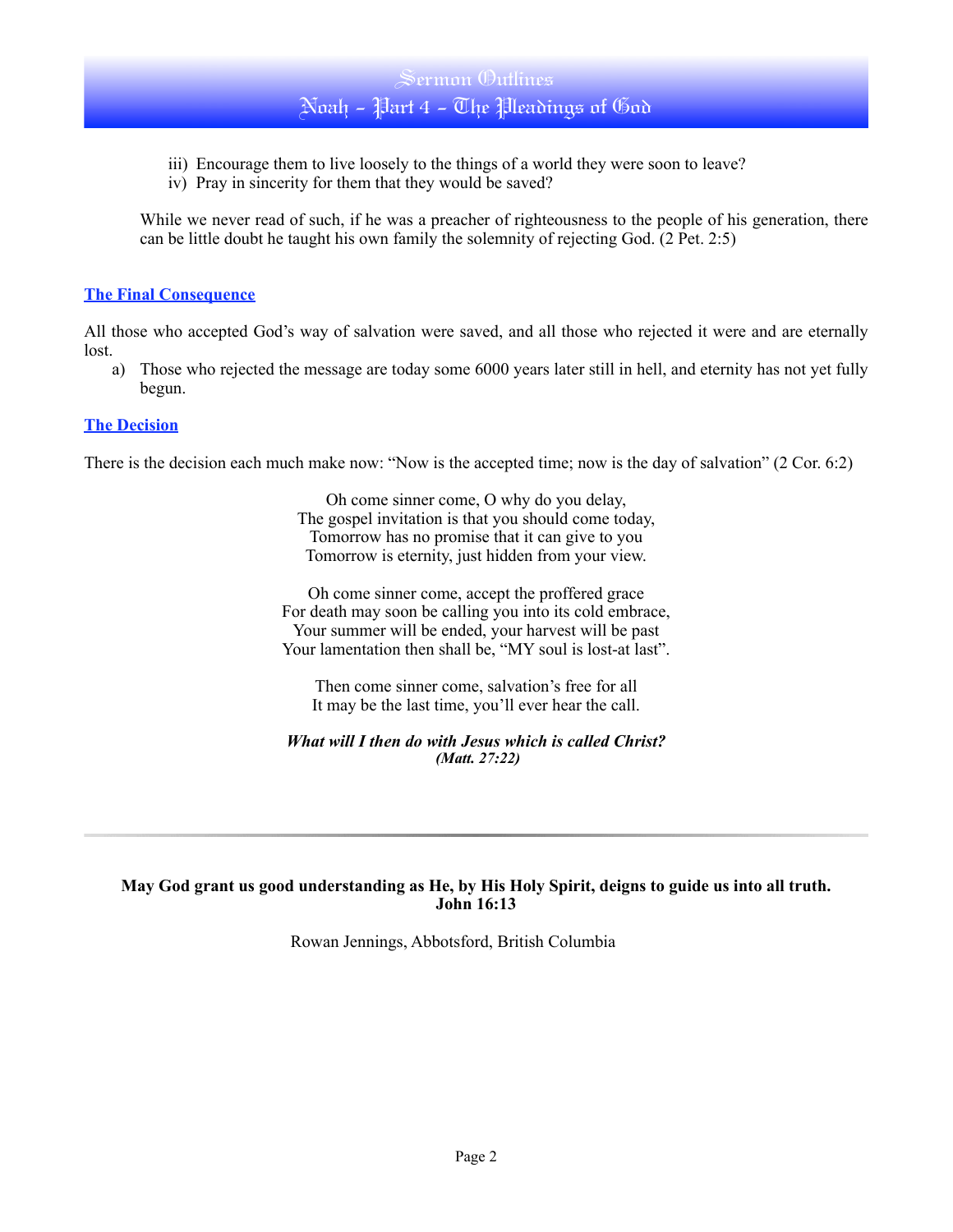iii) Encourage them to live loosely to the things of a world they were soon to leave?
iv) Pray in sincerity for them that they would be saved?

While we never read of such, if he was a preacher of righteousness to the people of his generation, there can be little doubt he taught his own family the solemnity of rejecting God. (2 Pet. 2:5)

### The Final Consequence

All those who accepted God's way of salvation were saved, and all those who rejected it were and are eternally lost.

a) Those who rejected the message are today some 6000 years later still in hell, and eternity has not yet fully begun.

### The Decision

There is the decision each much make now: "Now is the accepted time; now is the day of salvation" (2 Cor. 6:2)

Oh come sinner come, O why do you delay,
The gospel invitation is that you should come today,
Tomorrow has no promise that it can give to you
Tomorrow is eternity, just hidden from your view.

Oh come sinner come, accept the proffered grace
For death may soon be calling you into its cold embrace,
Your summer will be ended, your harvest will be past
Your lamentation then shall be, "MY soul is lost-at last".

Then come sinner come, salvation's free for all
It may be the last time, you'll ever hear the call.

***What will I then do with Jesus which is called Christ?***
***(Matt. 27:22)***

---

**May God grant us good understanding as He, by His Holy Spirit, deigns to guide us into all truth. John 16:13**

Rowan Jennings, Abbotsford, British Columbia